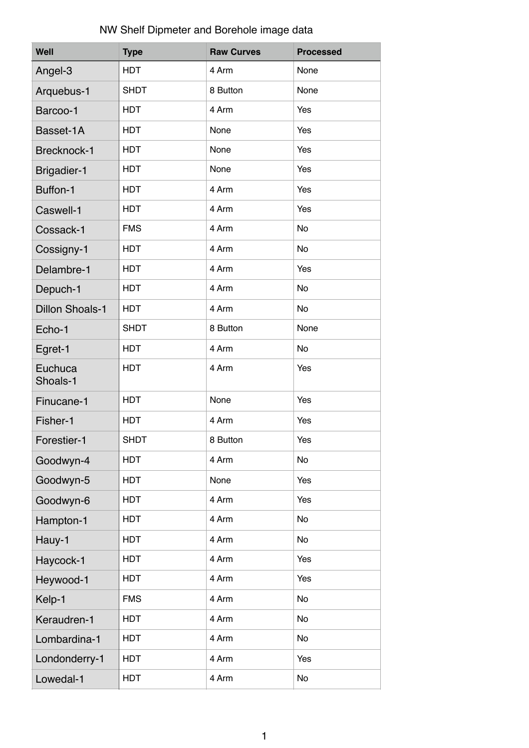NW Shelf Dipmeter and Borehole image data

| Well | Type | Raw Curves | Processed |
|---|---|---|---|
| Angel-3 | HDT | 4 Arm | None |
| Arquebus-1 | SHDT | 8 Button | None |
| Barcoo-1 | HDT | 4 Arm | Yes |
| Basset-1A | HDT | None | Yes |
| Brecknock-1 | HDT | None | Yes |
| Brigadier-1 | HDT | None | Yes |
| Buffon-1 | HDT | 4 Arm | Yes |
| Caswell-1 | HDT | 4 Arm | Yes |
| Cossack-1 | FMS | 4 Arm | No |
| Cossigny-1 | HDT | 4 Arm | No |
| Delambre-1 | HDT | 4 Arm | Yes |
| Depuch-1 | HDT | 4 Arm | No |
| Dillon Shoals-1 | HDT | 4 Arm | No |
| Echo-1 | SHDT | 8 Button | None |
| Egret-1 | HDT | 4 Arm | No |
| Euchuca Shoals-1 | HDT | 4 Arm | Yes |
| Finucane-1 | HDT | None | Yes |
| Fisher-1 | HDT | 4 Arm | Yes |
| Forestier-1 | SHDT | 8 Button | Yes |
| Goodwyn-4 | HDT | 4 Arm | No |
| Goodwyn-5 | HDT | None | Yes |
| Goodwyn-6 | HDT | 4 Arm | Yes |
| Hampton-1 | HDT | 4 Arm | No |
| Hauy-1 | HDT | 4 Arm | No |
| Haycock-1 | HDT | 4 Arm | Yes |
| Heywood-1 | HDT | 4 Arm | Yes |
| Kelp-1 | FMS | 4 Arm | No |
| Keraudren-1 | HDT | 4 Arm | No |
| Lombardina-1 | HDT | 4 Arm | No |
| Londonderry-1 | HDT | 4 Arm | Yes |
| Lowedal-1 | HDT | 4 Arm | No |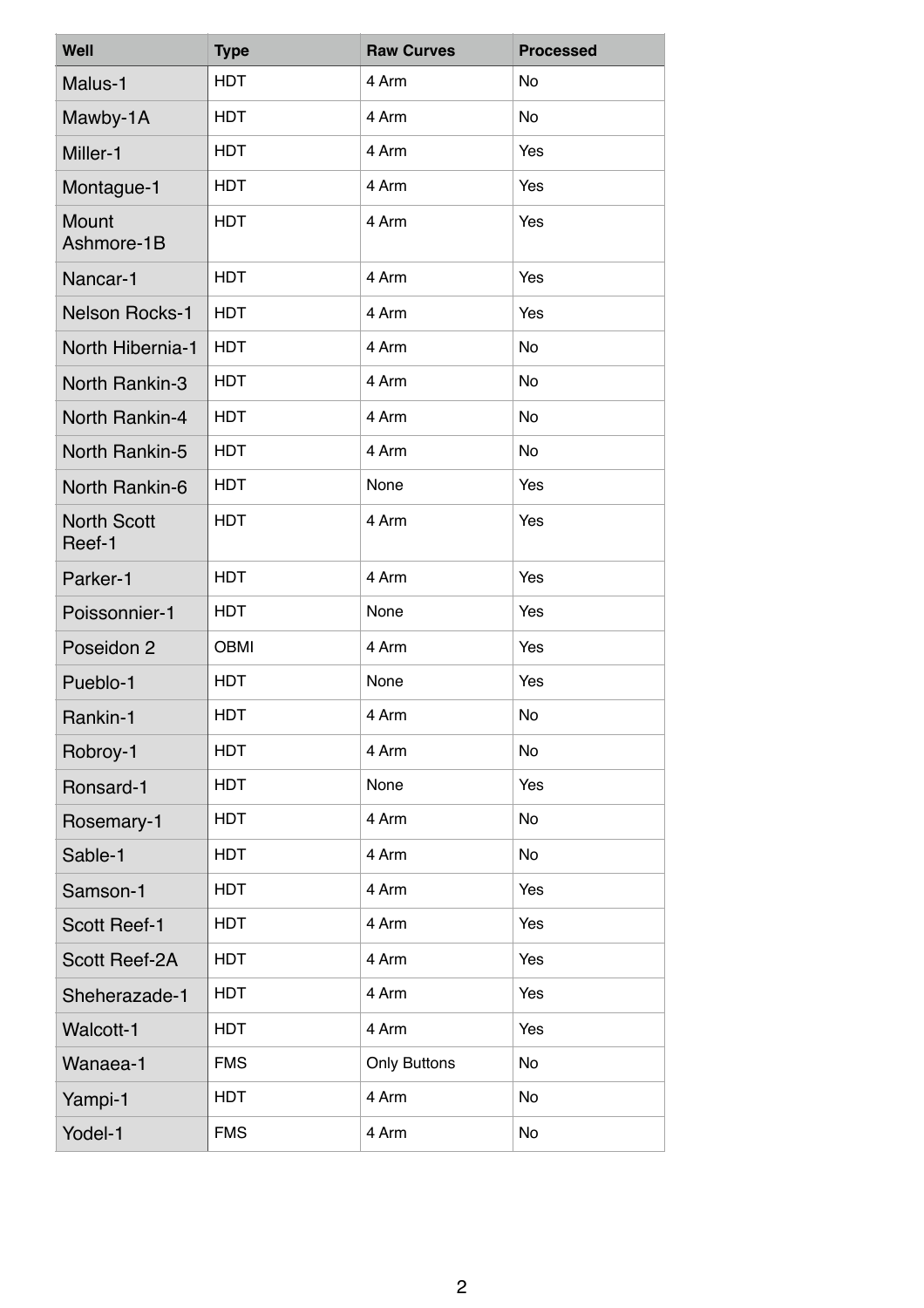| Well | Type | Raw Curves | Processed |
| --- | --- | --- | --- |
| Malus-1 | HDT | 4 Arm | No |
| Mawby-1A | HDT | 4 Arm | No |
| Miller-1 | HDT | 4 Arm | Yes |
| Montague-1 | HDT | 4 Arm | Yes |
| Mount Ashmore-1B | HDT | 4 Arm | Yes |
| Nancar-1 | HDT | 4 Arm | Yes |
| Nelson Rocks-1 | HDT | 4 Arm | Yes |
| North Hibernia-1 | HDT | 4 Arm | No |
| North Rankin-3 | HDT | 4 Arm | No |
| North Rankin-4 | HDT | 4 Arm | No |
| North Rankin-5 | HDT | 4 Arm | No |
| North Rankin-6 | HDT | None | Yes |
| North Scott Reef-1 | HDT | 4 Arm | Yes |
| Parker-1 | HDT | 4 Arm | Yes |
| Poissonnier-1 | HDT | None | Yes |
| Poseidon 2 | OBMI | 4 Arm | Yes |
| Pueblo-1 | HDT | None | Yes |
| Rankin-1 | HDT | 4 Arm | No |
| Robroy-1 | HDT | 4 Arm | No |
| Ronsard-1 | HDT | None | Yes |
| Rosemary-1 | HDT | 4 Arm | No |
| Sable-1 | HDT | 4 Arm | No |
| Samson-1 | HDT | 4 Arm | Yes |
| Scott Reef-1 | HDT | 4 Arm | Yes |
| Scott Reef-2A | HDT | 4 Arm | Yes |
| Sheherazade-1 | HDT | 4 Arm | Yes |
| Walcott-1 | HDT | 4 Arm | Yes |
| Wanaea-1 | FMS | Only Buttons | No |
| Yampi-1 | HDT | 4 Arm | No |
| Yodel-1 | FMS | 4 Arm | No |